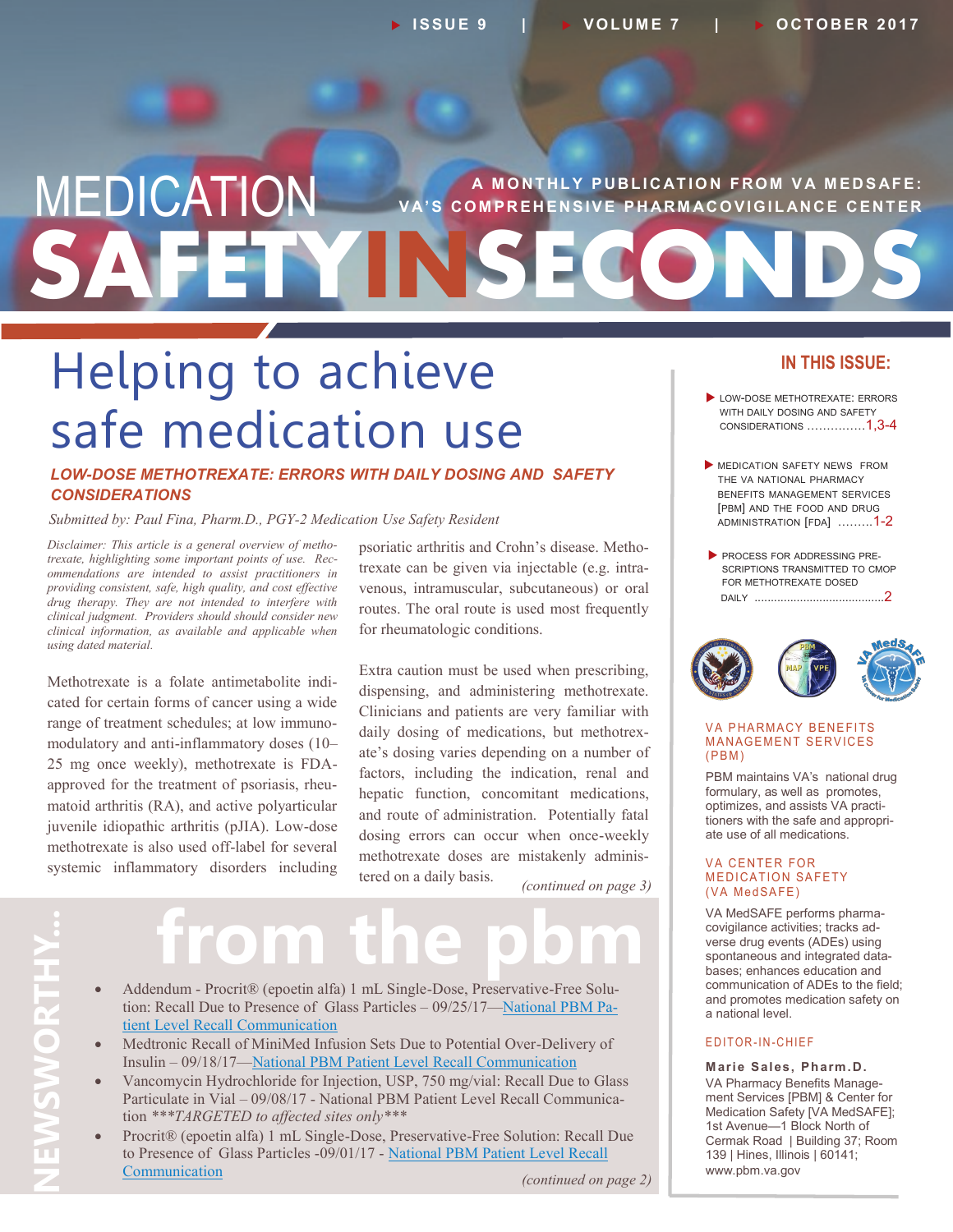# MEDICATION SAFETY IN SECONDS

**A MONTHLY PUBLICATION FROM VA MEDSAFE: VA'S COMPREHENSIVE PHARMACOVIGILANCE CENTER**

ISSUE 9 | VOLUME 7 | OCTOBER 2017

## Helping to achieve safe medication use

### *LOW-DOSE METHOTREXATE: ERRORS WITH DAILY DOSING AND SAFETY CONSIDERATIONS*

*Submitted by: Paul Fina, Pharm.D., PGY-2 Medication Use Safety Resident*

*Disclaimer: This article is a general overview of methotrexate, highlighting some important points of use. Recommendations are intended to assist practitioners in providing consistent, safe, high quality, and cost effective drug therapy. They are not intended to interfere with clinical judgment. Providers should consider new clinical information, as available and applicable when using dated material.*

Methotrexate is a folate antimetabolite indicated for certain forms of cancer using a wide range of treatment schedules; at low immunomodulatory and anti-inflammatory doses (10–25 mg once weekly), methotrexate is FDA-approved for the treatment of psoriasis, rheumatoid arthritis (RA), and active polyarticular juvenile idiopathic arthritis (pJIA). Low-dose methotrexate is also used off-label for several systemic inflammatory disorders including psoriatic arthritis and Crohn's disease. Methotrexate can be given via injectable (e.g. intravenous, intramuscular, subcutaneous) or oral routes. The oral route is used most frequently for rheumatologic conditions.

Extra caution must be used when prescribing, dispensing, and administering methotrexate. Clinicians and patients are very familiar with daily dosing of medications, but methotrexate's dosing varies depending on a number of factors, including the indication, renal and hepatic function, concomitant medications, and route of administration. Potentially fatal dosing errors can occur when once-weekly methotrexate doses are mistakenly administered on a daily basis.

*(continued on page 3)*

## NEWSWORTHY... from the pbm

- Addendum - Procrit® (epoetin alfa) 1 mL Single-Dose, Preservative-Free Solution: Recall Due to Presence of Glass Particles – 09/25/17—National PBM Patient Level Recall Communication
- Medtronic Recall of MiniMed Infusion Sets Due to Potential Over-Delivery of Insulin – 09/18/17—National PBM Patient Level Recall Communication
- Vancomycin Hydrochloride for Injection, USP, 750 mg/vial: Recall Due to Glass Particulate in Vial – 09/08/17 - National PBM Patient Level Recall Communication ****TARGETED to affected sites only****
- Procrit® (epoetin alfa) 1 mL Single-Dose, Preservative-Free Solution: Recall Due to Presence of Glass Particles -09/01/17 - National PBM Patient Level Recall Communication

*(continued on page 2)*

## IN THIS ISSUE:

- LOW-DOSE METHOTREXATE: ERRORS WITH DAILY DOSING AND SAFETY CONSIDERATIONS ...............1,3-4
- MEDICATION SAFETY NEWS FROM THE VA NATIONAL PHARMACY BENEFITS MANAGEMENT SERVICES [PBM] AND THE FOOD AND DRUG ADMINISTRATION [FDA] .........1-2
- PROCESS FOR ADDRESSING PRESCRIPTIONS TRANSMITTED TO CMOP FOR METHOTREXATE DOSED DAILY ........................................2

### VA PHARMACY BENEFITS MANAGEMENT SERVICES (PBM)

PBM maintains VA's national drug formulary, as well as promotes, optimizes, and assists VA practitioners with the safe and appropriate use of all medications.

### VA CENTER FOR MEDICATION SAFETY (VA MedSAFE)

VA MedSAFE performs pharmacovigilance activities; tracks adverse drug events (ADEs) using spontaneous and integrated databases; enhances education and communication of ADEs to the field; and promotes medication safety on a national level.

### EDITOR-IN-CHIEF

**Marie Sales, Pharm.D.**
VA Pharmacy Benefits Management Services [PBM] & Center for Medication Safety [VA MedSAFE]; 1st Avenue—1 Block North of Cermak Road | Building 37; Room 139 | Hines, Illinois | 60141; www.pbm.va.gov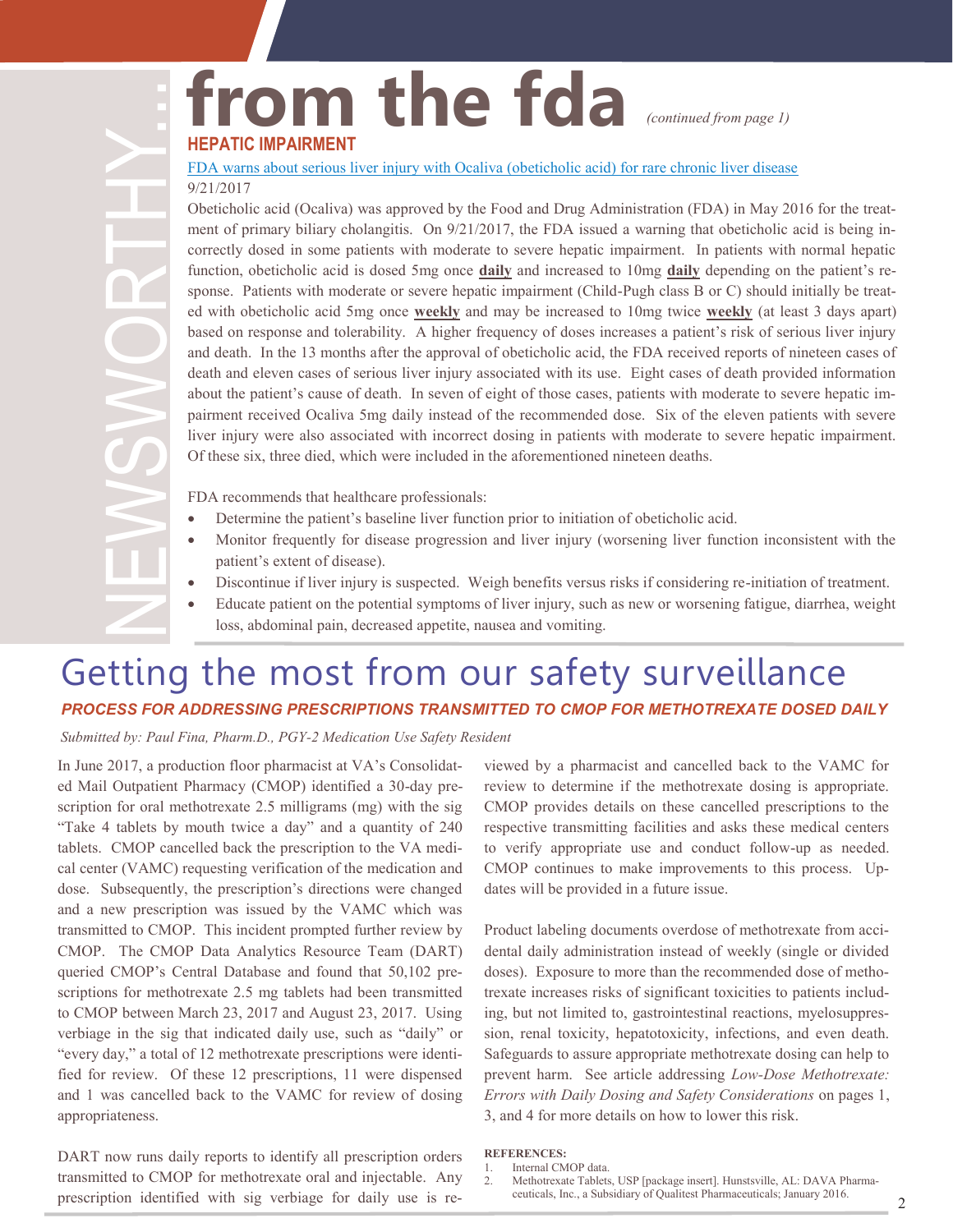# from the fda

*(continued from page 1)*

## HEPATIC IMPAIRMENT

FDA warns about serious liver injury with Ocaliva (obeticholic acid) for rare chronic liver disease

9/21/2017

Obeticholic acid (Ocaliva) was approved by the Food and Drug Administration (FDA) in May 2016 for the treatment of primary biliary cholangitis. On 9/21/2017, the FDA issued a warning that obeticholic acid is being incorrectly dosed in some patients with moderate to severe hepatic impairment. In patients with normal hepatic function, obeticholic acid is dosed 5mg once **daily** and increased to 10mg **daily** depending on the patient's response. Patients with moderate or severe hepatic impairment (Child-Pugh class B or C) should initially be treated with obeticholic acid 5mg once **weekly** and may be increased to 10mg twice **weekly** (at least 3 days apart) based on response and tolerability. A higher frequency of doses increases a patient's risk of serious liver injury and death. In the 13 months after the approval of obeticholic acid, the FDA received reports of nineteen cases of death and eleven cases of serious liver injury associated with its use. Eight cases of death provided information about the patient's cause of death. In seven of eight of those cases, patients with moderate to severe hepatic impairment received Ocaliva 5mg daily instead of the recommended dose. Six of the eleven patients with severe liver injury were also associated with incorrect dosing in patients with moderate to severe hepatic impairment. Of these six, three died, which were included in the aforementioned nineteen deaths.

FDA recommends that healthcare professionals:

- Determine the patient's baseline liver function prior to initiation of obeticholic acid.
- Monitor frequently for disease progression and liver injury (worsening liver function inconsistent with the patient's extent of disease).
- Discontinue if liver injury is suspected. Weigh benefits versus risks if considering re-initiation of treatment.
- Educate patient on the potential symptoms of liver injury, such as new or worsening fatigue, diarrhea, weight loss, abdominal pain, decreased appetite, nausea and vomiting.

# Getting the most from our safety surveillance

## *PROCESS FOR ADDRESSING PRESCRIPTIONS TRANSMITTED TO CMOP FOR METHOTREXATE DOSED DAILY*

*Submitted by: Paul Fina, Pharm.D., PGY-2 Medication Use Safety Resident*

In June 2017, a production floor pharmacist at VA's Consolidated Mail Outpatient Pharmacy (CMOP) identified a 30-day prescription for oral methotrexate 2.5 milligrams (mg) with the sig "Take 4 tablets by mouth twice a day" and a quantity of 240 tablets. CMOP cancelled back the prescription to the VA medical center (VAMC) requesting verification of the medication and dose. Subsequently, the prescription's directions were changed and a new prescription was issued by the VAMC which was transmitted to CMOP. This incident prompted further review by CMOP. The CMOP Data Analytics Resource Team (DART) queried CMOP's Central Database and found that 50,102 prescriptions for methotrexate 2.5 mg tablets had been transmitted to CMOP between March 23, 2017 and August 23, 2017. Using verbiage in the sig that indicated daily use, such as "daily" or "every day," a total of 12 methotrexate prescriptions were identified for review. Of these 12 prescriptions, 11 were dispensed and 1 was cancelled back to the VAMC for review of dosing appropriateness.

DART now runs daily reports to identify all prescription orders transmitted to CMOP for methotrexate oral and injectable. Any prescription identified with sig verbiage for daily use is reviewed by a pharmacist and cancelled back to the VAMC for review to determine if the methotrexate dosing is appropriate. CMOP provides details on these cancelled prescriptions to the respective transmitting facilities and asks these medical centers to verify appropriate use and conduct follow-up as needed. CMOP continues to make improvements to this process. Updates will be provided in a future issue.

Product labeling documents overdose of methotrexate from accidental daily administration instead of weekly (single or divided doses). Exposure to more than the recommended dose of methotrexate increases risks of significant toxicities to patients including, but not limited to, gastrointestinal reactions, myelosuppression, renal toxicity, hepatotoxicity, infections, and even death. Safeguards to assure appropriate methotrexate dosing can help to prevent harm. See article addressing *Low-Dose Methotrexate: Errors with Daily Dosing and Safety Considerations* on pages 1, 3, and 4 for more details on how to lower this risk.

**REFERENCES:**

1. Internal CMOP data.
2. Methotrexate Tablets, USP [package insert]. Hunstsville, AL: DAVA Pharmaceuticals, Inc., a Subsidiary of Qualitest Pharmaceuticals; January 2016.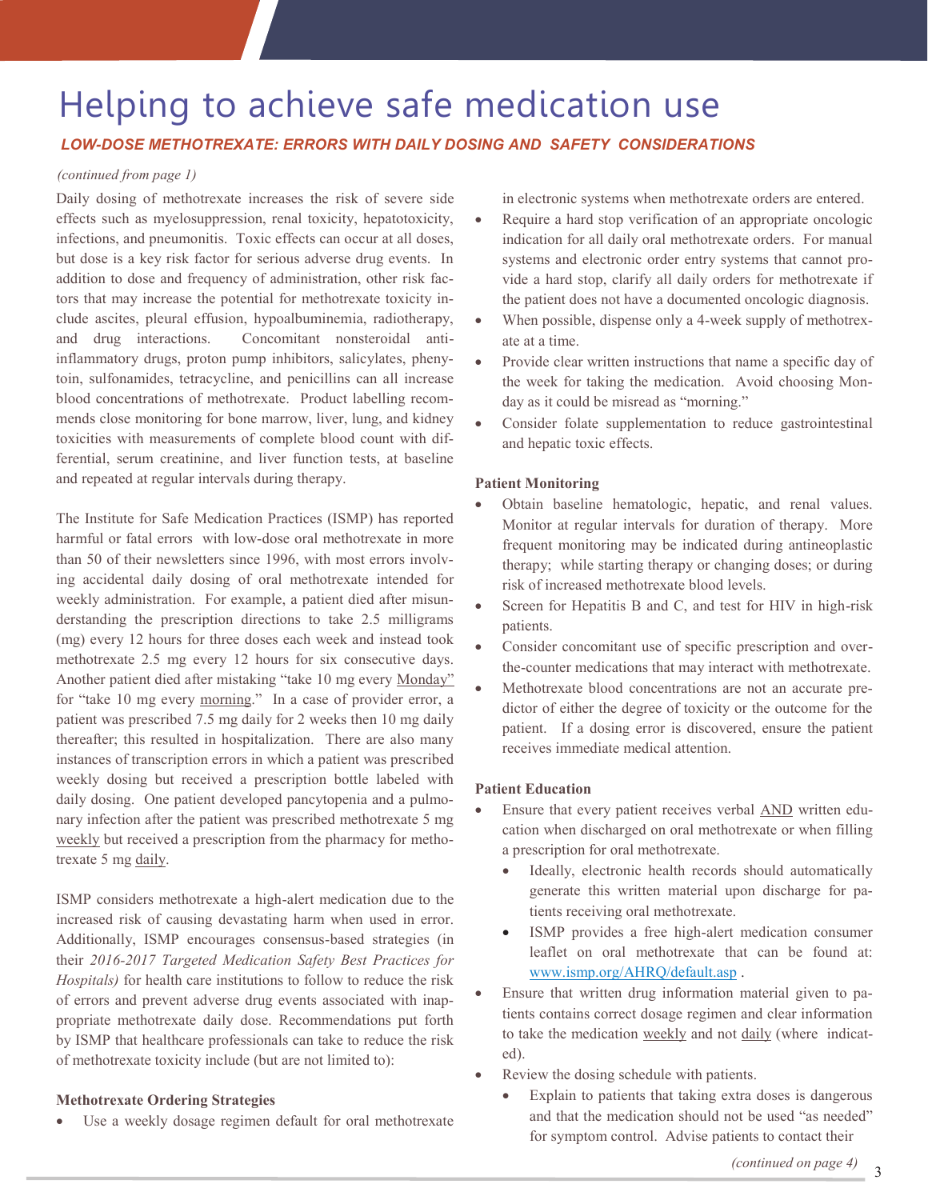# Helping to achieve safe medication use

## LOW-DOSE METHOTREXATE: ERRORS WITH DAILY DOSING AND SAFETY CONSIDERATIONS

*(continued from page 1)*

Daily dosing of methotrexate increases the risk of severe side effects such as myelosuppression, renal toxicity, hepatotoxicity, infections, and pneumonitis. Toxic effects can occur at all doses, but dose is a key risk factor for serious adverse drug events. In addition to dose and frequency of administration, other risk factors that may increase the potential for methotrexate toxicity include ascites, pleural effusion, hypoalbuminemia, radiotherapy, and drug interactions. Concomitant nonsteroidal anti-inflammatory drugs, proton pump inhibitors, salicylates, phenytoin, sulfonamides, tetracycline, and penicillins can all increase blood concentrations of methotrexate. Product labelling recommends close monitoring for bone marrow, liver, lung, and kidney toxicities with measurements of complete blood count with differential, serum creatinine, and liver function tests, at baseline and repeated at regular intervals during therapy.

The Institute for Safe Medication Practices (ISMP) has reported harmful or fatal errors with low-dose oral methotrexate in more than 50 of their newsletters since 1996, with most errors involving accidental daily dosing of oral methotrexate intended for weekly administration. For example, a patient died after misunderstanding the prescription directions to take 2.5 milligrams (mg) every 12 hours for three doses each week and instead took methotrexate 2.5 mg every 12 hours for six consecutive days. Another patient died after mistaking "take 10 mg every <u>Monday</u>" for "take 10 mg every <u>morning</u>." In a case of provider error, a patient was prescribed 7.5 mg daily for 2 weeks then 10 mg daily thereafter; this resulted in hospitalization. There are also many instances of transcription errors in which a patient was prescribed weekly dosing but received a prescription bottle labeled with daily dosing. One patient developed pancytopenia and a pulmonary infection after the patient was prescribed methotrexate 5 mg <u>weekly</u> but received a prescription from the pharmacy for methotrexate 5 mg <u>daily</u>.

ISMP considers methotrexate a high-alert medication due to the increased risk of causing devastating harm when used in error. Additionally, ISMP encourages consensus-based strategies (in their *2016-2017 Targeted Medication Safety Best Practices for Hospitals)* for health care institutions to follow to reduce the risk of errors and prevent adverse drug events associated with inappropriate methotrexate daily dose. Recommendations put forth by ISMP that healthcare professionals can take to reduce the risk of methotrexate toxicity include (but are not limited to):

**Methotrexate Ordering Strategies**

- Use a weekly dosage regimen default for oral methotrexate in electronic systems when methotrexate orders are entered.
- Require a hard stop verification of an appropriate oncologic indication for all daily oral methotrexate orders. For manual systems and electronic order entry systems that cannot provide a hard stop, clarify all daily orders for methotrexate if the patient does not have a documented oncologic diagnosis.
- When possible, dispense only a 4-week supply of methotrexate at a time.
- Provide clear written instructions that name a specific day of the week for taking the medication. Avoid choosing Monday as it could be misread as "morning."
- Consider folate supplementation to reduce gastrointestinal and hepatic toxic effects.

**Patient Monitoring**

- Obtain baseline hematologic, hepatic, and renal values. Monitor at regular intervals for duration of therapy. More frequent monitoring may be indicated during antineoplastic therapy; while starting therapy or changing doses; or during risk of increased methotrexate blood levels.
- Screen for Hepatitis B and C, and test for HIV in high-risk patients.
- Consider concomitant use of specific prescription and over-the-counter medications that may interact with methotrexate.
- Methotrexate blood concentrations are not an accurate predictor of either the degree of toxicity or the outcome for the patient. If a dosing error is discovered, ensure the patient receives immediate medical attention.

**Patient Education**

- Ensure that every patient receives verbal <u>AND</u> written education when discharged on oral methotrexate or when filling a prescription for oral methotrexate.
  - Ideally, electronic health records should automatically generate this written material upon discharge for patients receiving oral methotrexate.
  - ISMP provides a free high-alert medication consumer leaflet on oral methotrexate that can be found at: [www.ismp.org/AHRQ/default.asp](http://www.ismp.org/AHRQ/default.asp) .
- Ensure that written drug information material given to patients contains correct dosage regimen and clear information to take the medication <u>weekly</u> and not <u>daily</u> (where indicated).
- Review the dosing schedule with patients.
  - Explain to patients that taking extra doses is dangerous and that the medication should not be used "as needed" for symptom control. Advise patients to contact their

*(continued on page 4)*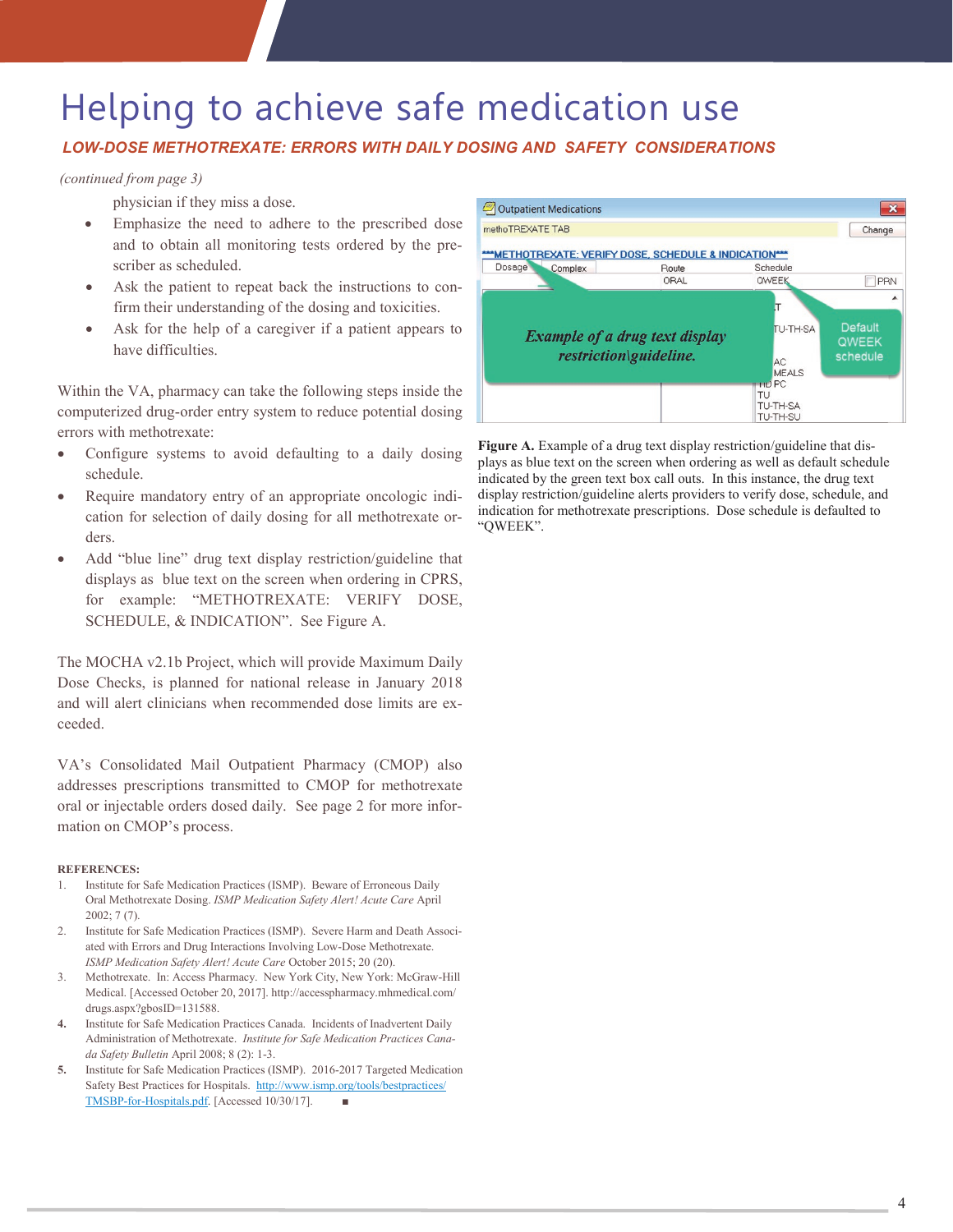# Helping to achieve safe medication use

***LOW-DOSE METHOTREXATE: ERRORS WITH DAILY DOSING AND SAFETY CONSIDERATIONS***

*(continued from page 3)*

physician if they miss a dose.

- Emphasize the need to adhere to the prescribed dose and to obtain all monitoring tests ordered by the prescriber as scheduled.
- Ask the patient to repeat back the instructions to confirm their understanding of the dosing and toxicities.
- Ask for the help of a caregiver if a patient appears to have difficulties.

Within the VA, pharmacy can take the following steps inside the computerized drug-order entry system to reduce potential dosing errors with methotrexate:

- Configure systems to avoid defaulting to a daily dosing schedule.
- Require mandatory entry of an appropriate oncologic indication for selection of daily dosing for all methotrexate orders.
- Add "blue line" drug text display restriction/guideline that displays as blue text on the screen when ordering in CPRS, for example: "METHOTREXATE: VERIFY DOSE, SCHEDULE, & INDICATION". See Figure A.

The MOCHA v2.1b Project, which will provide Maximum Daily Dose Checks, is planned for national release in January 2018 and will alert clinicians when recommended dose limits are exceeded.

VA's Consolidated Mail Outpatient Pharmacy (CMOP) also addresses prescriptions transmitted to CMOP for methotrexate oral or injectable orders dosed daily. See page 2 for more information on CMOP's process.

**Figure A.** Example of a drug text display restriction/guideline that displays as blue text on the screen when ordering as well as default schedule indicated by the green text box call outs. In this instance, the drug text display restriction/guideline alerts providers to verify dose, schedule, and indication for methotrexate prescriptions. Dose schedule is defaulted to "QWEEK".

**REFERENCES:**

1. Institute for Safe Medication Practices (ISMP). Beware of Erroneous Daily Oral Methotrexate Dosing. *ISMP Medication Safety Alert! Acute Care* April 2002; 7 (7).
2. Institute for Safe Medication Practices (ISMP). Severe Harm and Death Associated with Errors and Drug Interactions Involving Low-Dose Methotrexate. *ISMP Medication Safety Alert! Acute Care* October 2015; 20 (20).
3. Methotrexate. In: Access Pharmacy. New York City, New York: McGraw-Hill Medical. [Accessed October 20, 2017]. http://accesspharmacy.mhmedical.com/drugs.aspx?gbosID=131588.
4. Institute for Safe Medication Practices Canada. Incidents of Inadvertent Daily Administration of Methotrexate. *Institute for Safe Medication Practices Canada Safety Bulletin* April 2008; 8 (2): 1-3.
5. Institute for Safe Medication Practices (ISMP). 2016-2017 Targeted Medication Safety Best Practices for Hospitals. http://www.ismp.org/tools/bestpractices/TMSBP-for-Hospitals.pdf. [Accessed 10/30/17]. ■